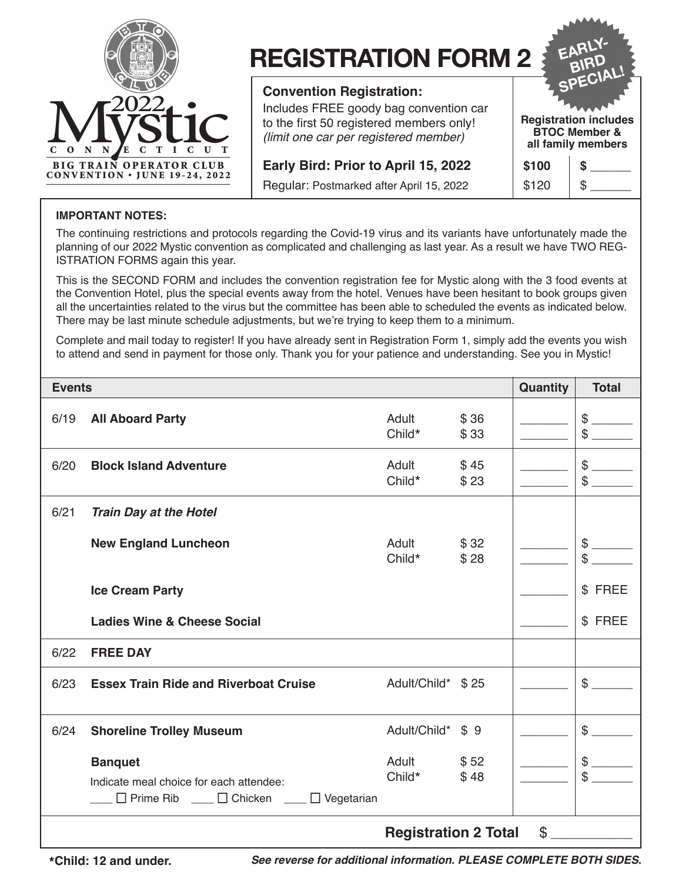# REGISTRATION FORM 2

2022 Mystic
CONNECTICUT
BIG TRAIN OPERATOR CLUB
CONVENTION • JUNE 19-24, 2022

EARLY-BIRD SPECIAL!

**Convention Registration:**
Includes FREE goody bag convention car to the first 50 registered members only!
*(limit one car per registered member)*

**Registration includes BTOC Member & all family members**

| | | |
|---|---|---|
| **Early Bird: Prior to April 15, 2022** | **$100** | **$ ______** |
| Regular: Postmarked after April 15, 2022 | $120 | $ ______ |

**IMPORTANT NOTES:**

The continuing restrictions and protocols regarding the Covid-19 virus and its variants have unfortunately made the planning of our 2022 Mystic convention as complicated and challenging as last year. As a result we have TWO REGISTRATION FORMS again this year.

This is the SECOND FORM and includes the convention registration fee for Mystic along with the 3 food events at the Convention Hotel, plus the special events away from the hotel. Venues have been hesitant to book groups given all the uncertainties related to the virus but the committee has been able to scheduled the events as indicated below. There may be last minute schedule adjustments, but we're trying to keep them to a minimum.

Complete and mail today to register! If you have already sent in Registration Form 1, simply add the events you wish to attend and send in payment for those only. Thank you for your patience and understanding. See you in Mystic!

| Events | | | | Quantity | Total |
|---|---|---|---|---|---|
| 6/19 | **All Aboard Party** | Adult | $ 36 | _______ | $ ______ |
| | | Child* | $ 33 | _______ | $ ______ |
| 6/20 | **Block Island Adventure** | Adult | $ 45 | _______ | $ ______ |
| | | Child* | $ 23 | _______ | $ ______ |
| 6/21 | ***Train Day at the Hotel*** | | | | |
| | **New England Luncheon** | Adult | $ 32 | _______ | $ ______ |
| | | Child* | $ 28 | _______ | $ ______ |
| | **Ice Cream Party** | | | _______ | $ FREE |
| | **Ladies Wine & Cheese Social** | | | _______ | $ FREE |
| 6/22 | **FREE DAY** | | | | |
| 6/23 | **Essex Train Ride and Riverboat Cruise** | Adult/Child* | $ 25 | _______ | $ ______ |
| 6/24 | **Shoreline Trolley Museum** | Adult/Child* | $ 9 | _______ | $ ______ |
| | **Banquet** | Adult | $ 52 | _______ | $ ______ |
| | Indicate meal choice for each attendee: ____ ☐ Prime Rib ____ ☐ Chicken ____ ☐ Vegetarian | Child* | $ 48 | _______ | $ ______ |
| | | | | **Registration 2 Total** | $ ___________ |

**\*Child: 12 and under.**

***See reverse for additional information. PLEASE COMPLETE BOTH SIDES.***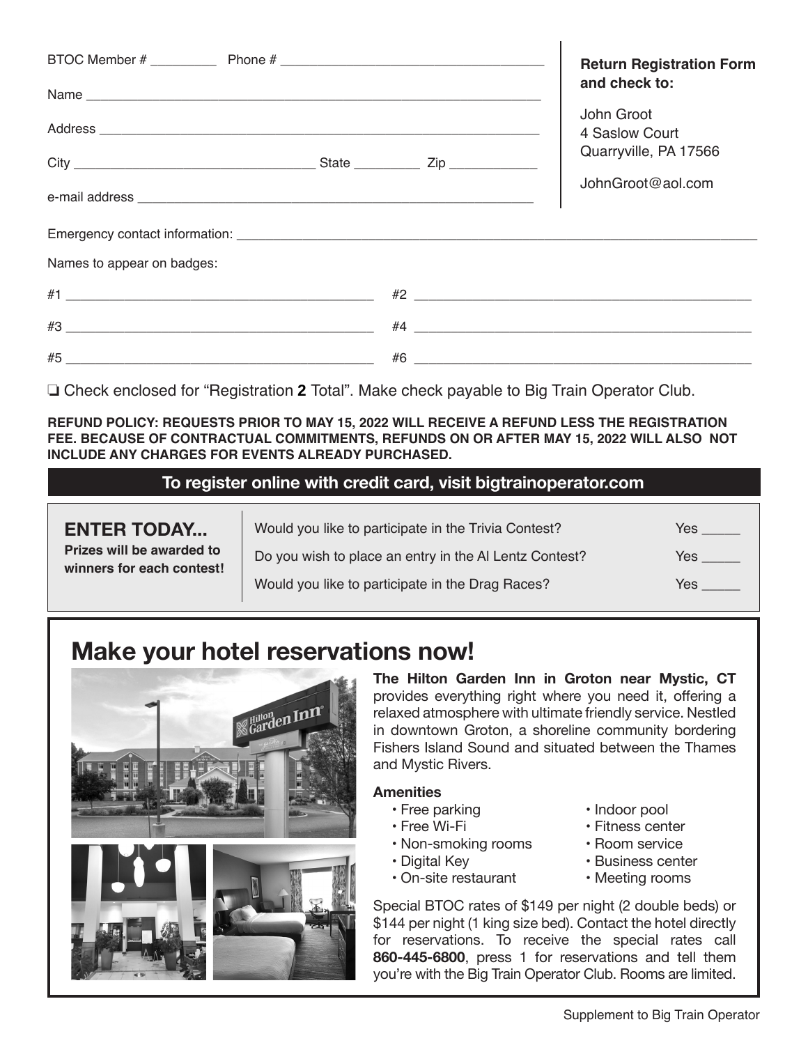BTOC Member # _________ Phone # ____________________________________

Name ________________________________________________________________

Address ______________________________________________________________

City _________________________________ State _________ Zip ____________

e-mail address ________________________________________________________

**Return Registration Form and check to:**

John Groot
4 Saslow Court
Quarryville, PA 17566

JohnGroot@aol.com

Emergency contact information: ________________________________________________________________

Names to appear on badges:

#1 ___________________________________________ #2 ___________________________________________

#3 ___________________________________________ #4 ___________________________________________

#5 ___________________________________________ #6 ___________________________________________

❑ Check enclosed for "Registration **2** Total". Make check payable to Big Train Operator Club.

**REFUND POLICY: REQUESTS PRIOR TO MAY 15, 2022 WILL RECEIVE A REFUND LESS THE REGISTRATION FEE. BECAUSE OF CONTRACTUAL COMMITMENTS, REFUNDS ON OR AFTER MAY 15, 2022 WILL ALSO NOT INCLUDE ANY CHARGES FOR EVENTS ALREADY PURCHASED.**

**To register online with credit card, visit bigtrainoperator.com**

**ENTER TODAY...**
**Prizes will be awarded to winners for each contest!**

Would you like to participate in the Trivia Contest? Yes _____

Do you wish to place an entry in the Al Lentz Contest? Yes _____

Would you like to participate in the Drag Races? Yes _____

## Make your hotel reservations now!

**The Hilton Garden Inn in Groton near Mystic, CT** provides everything right where you need it, offering a relaxed atmosphere with ultimate friendly service. Nestled in downtown Groton, a shoreline community bordering Fishers Island Sound and situated between the Thames and Mystic Rivers.

**Amenities**

- Free parking
- Free Wi-Fi
- Non-smoking rooms
- Digital Key
- On-site restaurant
- Indoor pool
- Fitness center
- Room service
- Business center
- Meeting rooms

Special BTOC rates of $149 per night (2 double beds) or $144 per night (1 king size bed). Contact the hotel directly for reservations. To receive the special rates call **860-445-6800**, press 1 for reservations and tell them you're with the Big Train Operator Club. Rooms are limited.